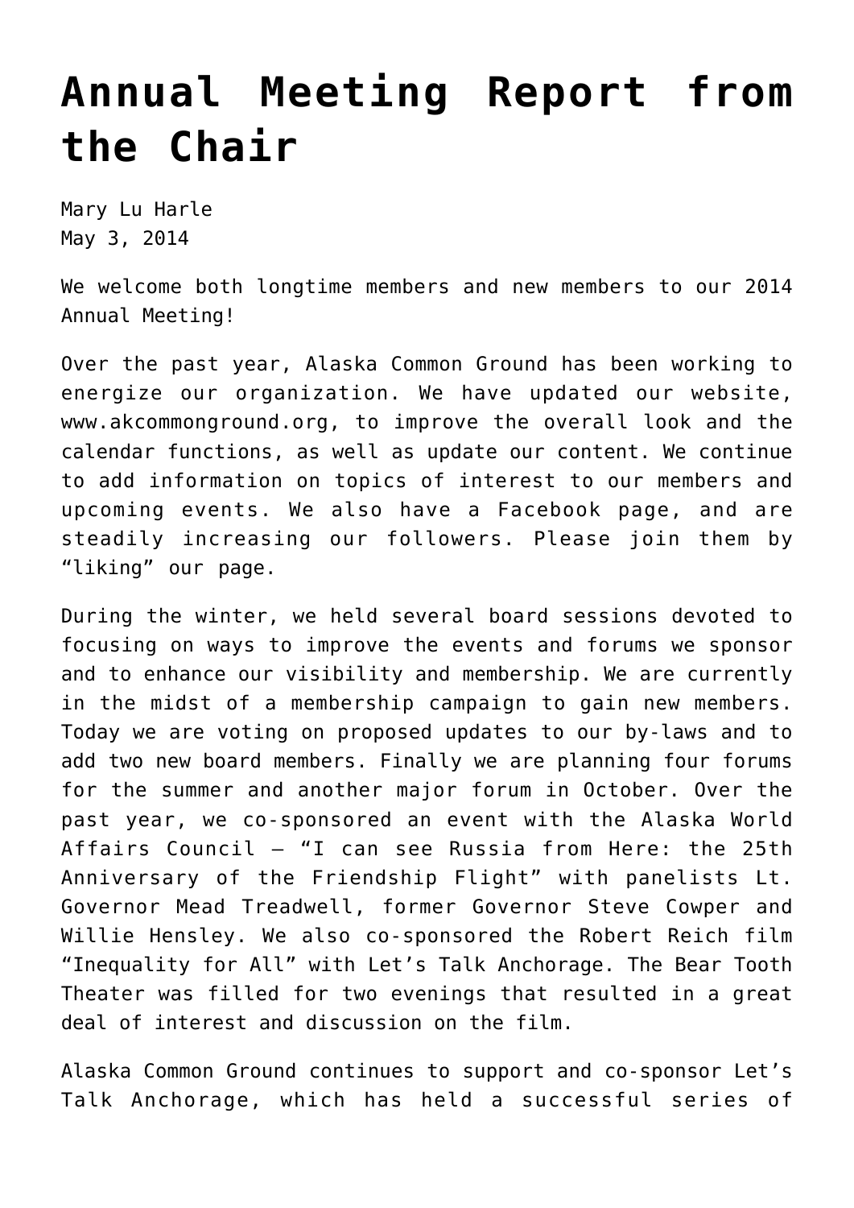# Annual Meeting Report from the Chair

Mary Lu Harle
May 3, 2014

We welcome both longtime members and new members to our 2014 Annual Meeting!

Over the past year, Alaska Common Ground has been working to energize our organization. We have updated our website, www.akcommonground.org, to improve the overall look and the calendar functions, as well as update our content. We continue to add information on topics of interest to our members and upcoming events. We also have a Facebook page, and are steadily increasing our followers. Please join them by "liking" our page.

During the winter, we held several board sessions devoted to focusing on ways to improve the events and forums we sponsor and to enhance our visibility and membership. We are currently in the midst of a membership campaign to gain new members. Today we are voting on proposed updates to our by-laws and to add two new board members. Finally we are planning four forums for the summer and another major forum in October. Over the past year, we co-sponsored an event with the Alaska World Affairs Council – "I can see Russia from Here: the 25th Anniversary of the Friendship Flight" with panelists Lt. Governor Mead Treadwell, former Governor Steve Cowper and Willie Hensley. We also co-sponsored the Robert Reich film "Inequality for All" with Let's Talk Anchorage. The Bear Tooth Theater was filled for two evenings that resulted in a great deal of interest and discussion on the film.

Alaska Common Ground continues to support and co-sponsor Let's Talk Anchorage, which has held a successful series of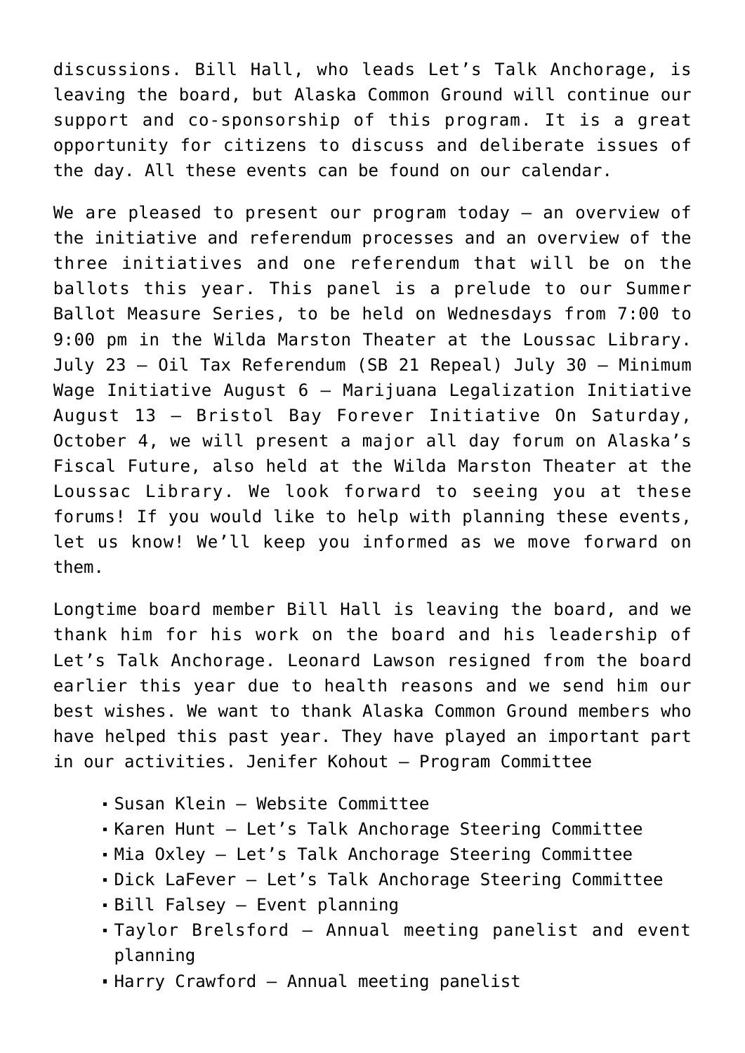discussions. Bill Hall, who leads Let's Talk Anchorage, is leaving the board, but Alaska Common Ground will continue our support and co-sponsorship of this program. It is a great opportunity for citizens to discuss and deliberate issues of the day. All these events can be found on our calendar.

We are pleased to present our program today – an overview of the initiative and referendum processes and an overview of the three initiatives and one referendum that will be on the ballots this year. This panel is a prelude to our Summer Ballot Measure Series, to be held on Wednesdays from 7:00 to 9:00 pm in the Wilda Marston Theater at the Loussac Library. July 23 – Oil Tax Referendum (SB 21 Repeal) July 30 – Minimum Wage Initiative August 6 – Marijuana Legalization Initiative August 13 – Bristol Bay Forever Initiative On Saturday, October 4, we will present a major all day forum on Alaska's Fiscal Future, also held at the Wilda Marston Theater at the Loussac Library. We look forward to seeing you at these forums! If you would like to help with planning these events, let us know! We'll keep you informed as we move forward on them.

Longtime board member Bill Hall is leaving the board, and we thank him for his work on the board and his leadership of Let's Talk Anchorage. Leonard Lawson resigned from the board earlier this year due to health reasons and we send him our best wishes. We want to thank Alaska Common Ground members who have helped this past year. They have played an important part in our activities. Jenifer Kohout – Program Committee

- Susan Klein – Website Committee
- Karen Hunt – Let's Talk Anchorage Steering Committee
- Mia Oxley – Let's Talk Anchorage Steering Committee
- Dick LaFever – Let's Talk Anchorage Steering Committee
- Bill Falsey – Event planning
- Taylor Brelsford – Annual meeting panelist and event planning
- Harry Crawford – Annual meeting panelist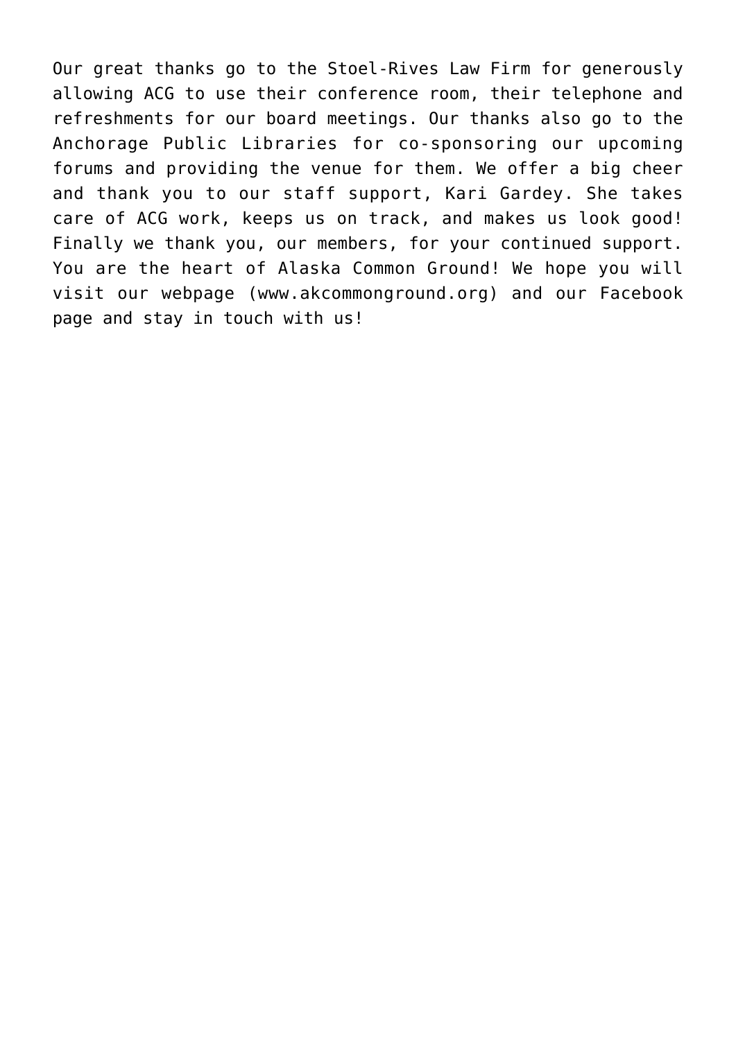Our great thanks go to the Stoel-Rives Law Firm for generously allowing ACG to use their conference room, their telephone and refreshments for our board meetings. Our thanks also go to the Anchorage Public Libraries for co-sponsoring our upcoming forums and providing the venue for them. We offer a big cheer and thank you to our staff support, Kari Gardey. She takes care of ACG work, keeps us on track, and makes us look good! Finally we thank you, our members, for your continued support. You are the heart of Alaska Common Ground! We hope you will visit our webpage (www.akcommonground.org) and our Facebook page and stay in touch with us!